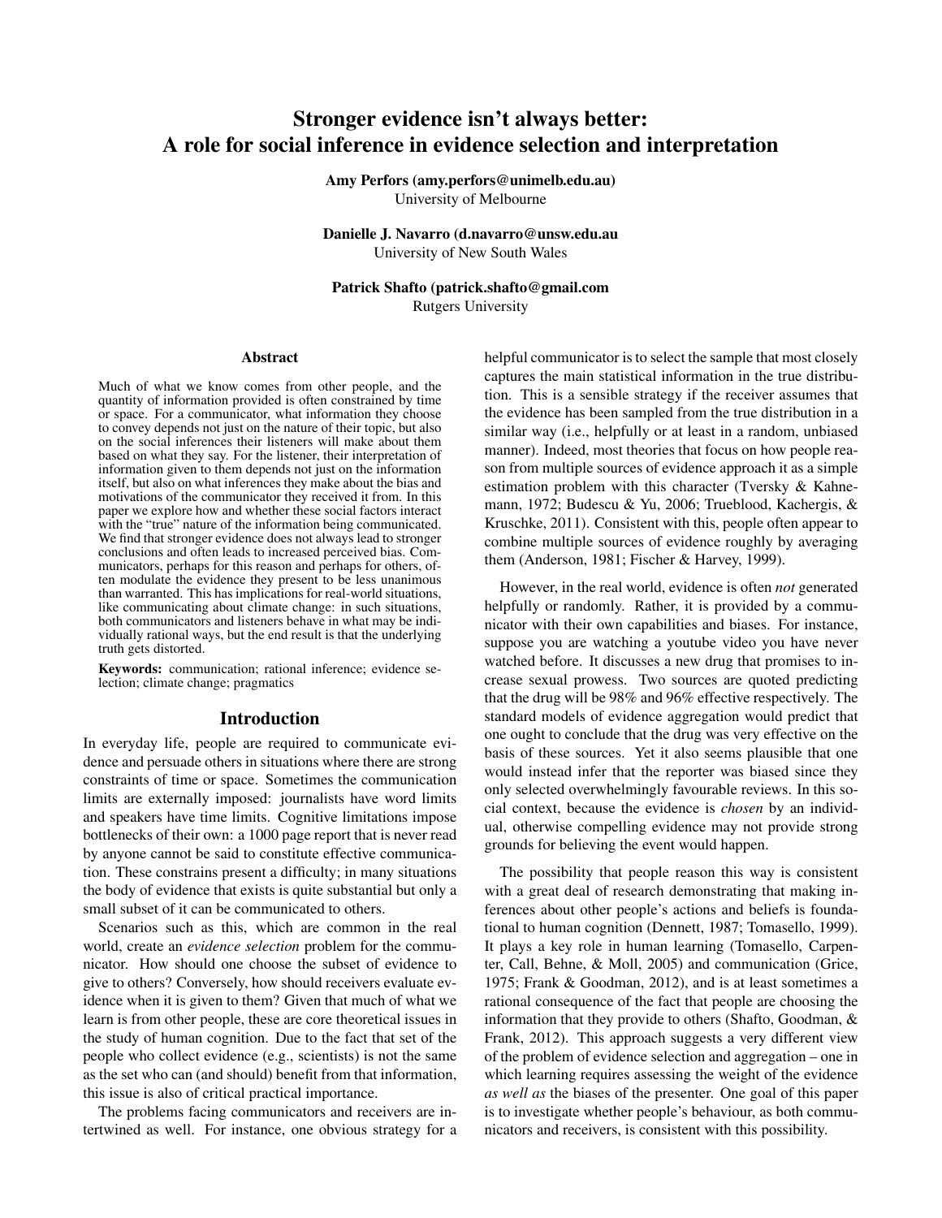# Stronger evidence isn't always better: A role for social inference in evidence selection and interpretation

**Amy Perfors (amy.perfors@unimelb.edu.au)**
University of Melbourne

**Danielle J. Navarro (d.navarro@unsw.edu.au**
University of New South Wales

**Patrick Shafto (patrick.shafto@gmail.com**
Rutgers University

## Abstract

Much of what we know comes from other people, and the quantity of information provided is often constrained by time or space. For a communicator, what information they choose to convey depends not just on the nature of their topic, but also on the social inferences their listeners will make about them based on what they say. For the listener, their interpretation of information given to them depends not just on the information itself, but also on what inferences they make about the bias and motivations of the communicator they received it from. In this paper we explore how and whether these social factors interact with the "true" nature of the information being communicated. We find that stronger evidence does not always lead to stronger conclusions and often leads to increased perceived bias. Communicators, perhaps for this reason and perhaps for others, often modulate the evidence they present to be less unanimous than warranted. This has implications for real-world situations, like communicating about climate change: in such situations, both communicators and listeners behave in what may be individually rational ways, but the end result is that the underlying truth gets distorted.

**Keywords:** communication; rational inference; evidence selection; climate change; pragmatics

## Introduction

In everyday life, people are required to communicate evidence and persuade others in situations where there are strong constraints of time or space. Sometimes the communication limits are externally imposed: journalists have word limits and speakers have time limits. Cognitive limitations impose bottlenecks of their own: a 1000 page report that is never read by anyone cannot be said to constitute effective communication. These constrains present a difficulty; in many situations the body of evidence that exists is quite substantial but only a small subset of it can be communicated to others.

Scenarios such as this, which are common in the real world, create an *evidence selection* problem for the communicator. How should one choose the subset of evidence to give to others? Conversely, how should receivers evaluate evidence when it is given to them? Given that much of what we learn is from other people, these are core theoretical issues in the study of human cognition. Due to the fact that set of the people who collect evidence (e.g., scientists) is not the same as the set who can (and should) benefit from that information, this issue is also of critical practical importance.

The problems facing communicators and receivers are intertwined as well. For instance, one obvious strategy for a helpful communicator is to select the sample that most closely captures the main statistical information in the true distribution. This is a sensible strategy if the receiver assumes that the evidence has been sampled from the true distribution in a similar way (i.e., helpfully or at least in a random, unbiased manner). Indeed, most theories that focus on how people reason from multiple sources of evidence approach it as a simple estimation problem with this character (Tversky & Kahnemann, 1972; Budescu & Yu, 2006; Trueblood, Kachergis, & Kruschke, 2011). Consistent with this, people often appear to combine multiple sources of evidence roughly by averaging them (Anderson, 1981; Fischer & Harvey, 1999).

However, in the real world, evidence is often *not* generated helpfully or randomly. Rather, it is provided by a communicator with their own capabilities and biases. For instance, suppose you are watching a youtube video you have never watched before. It discusses a new drug that promises to increase sexual prowess. Two sources are quoted predicting that the drug will be 98% and 96% effective respectively. The standard models of evidence aggregation would predict that one ought to conclude that the drug was very effective on the basis of these sources. Yet it also seems plausible that one would instead infer that the reporter was biased since they only selected overwhelmingly favourable reviews. In this social context, because the evidence is *chosen* by an individual, otherwise compelling evidence may not provide strong grounds for believing the event would happen.

The possibility that people reason this way is consistent with a great deal of research demonstrating that making inferences about other people's actions and beliefs is foundational to human cognition (Dennett, 1987; Tomasello, 1999). It plays a key role in human learning (Tomasello, Carpenter, Call, Behne, & Moll, 2005) and communication (Grice, 1975; Frank & Goodman, 2012), and is at least sometimes a rational consequence of the fact that people are choosing the information that they provide to others (Shafto, Goodman, & Frank, 2012). This approach suggests a very different view of the problem of evidence selection and aggregation – one in which learning requires assessing the weight of the evidence *as well as* the biases of the presenter. One goal of this paper is to investigate whether people's behaviour, as both communicators and receivers, is consistent with this possibility.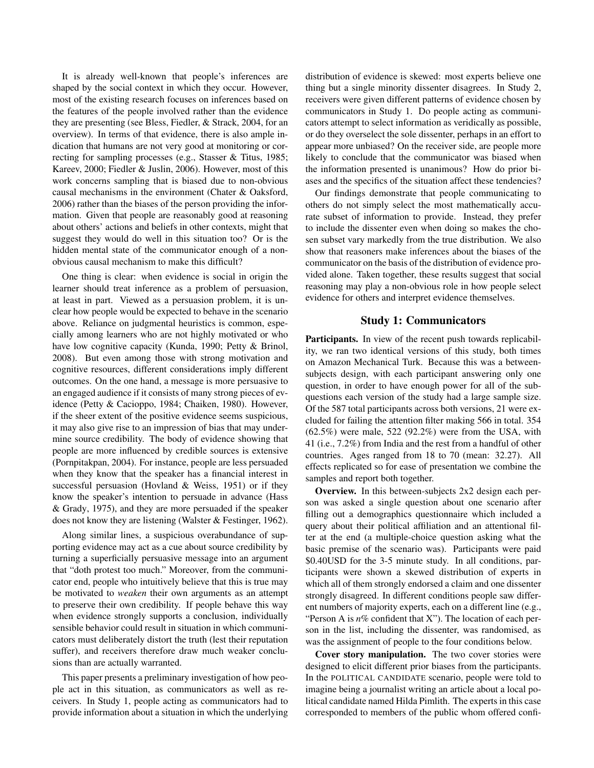It is already well-known that people's inferences are shaped by the social context in which they occur. However, most of the existing research focuses on inferences based on the features of the people involved rather than the evidence they are presenting (see Bless, Fiedler, & Strack, 2004, for an overview). In terms of that evidence, there is also ample indication that humans are not very good at monitoring or correcting for sampling processes (e.g., Stasser & Titus, 1985; Kareev, 2000; Fiedler & Juslin, 2006). However, most of this work concerns sampling that is biased due to non-obvious causal mechanisms in the environment (Chater & Oaksford, 2006) rather than the biases of the person providing the information. Given that people are reasonably good at reasoning about others' actions and beliefs in other contexts, might that suggest they would do well in this situation too? Or is the hidden mental state of the communicator enough of a non-obvious causal mechanism to make this difficult?

One thing is clear: when evidence is social in origin the learner should treat inference as a problem of persuasion, at least in part. Viewed as a persuasion problem, it is unclear how people would be expected to behave in the scenario above. Reliance on judgmental heuristics is common, especially among learners who are not highly motivated or who have low cognitive capacity (Kunda, 1990; Petty & Brinol, 2008). But even among those with strong motivation and cognitive resources, different considerations imply different outcomes. On the one hand, a message is more persuasive to an engaged audience if it consists of many strong pieces of evidence (Petty & Cacioppo, 1984; Chaiken, 1980). However, if the sheer extent of the positive evidence seems suspicious, it may also give rise to an impression of bias that may undermine source credibility. The body of evidence showing that people are more influenced by credible sources is extensive (Pornpitakpan, 2004). For instance, people are less persuaded when they know that the speaker has a financial interest in successful persuasion (Hovland & Weiss, 1951) or if they know the speaker's intention to persuade in advance (Hass & Grady, 1975), and they are more persuaded if the speaker does not know they are listening (Walster & Festinger, 1962).

Along similar lines, a suspicious overabundance of supporting evidence may act as a cue about source credibility by turning a superficially persuasive message into an argument that "doth protest too much." Moreover, from the communicator end, people who intuitively believe that this is true may be motivated to *weaken* their own arguments as an attempt to preserve their own credibility. If people behave this way when evidence strongly supports a conclusion, individually sensible behavior could result in situation in which communicators must deliberately distort the truth (lest their reputation suffer), and receivers therefore draw much weaker conclusions than are actually warranted.

This paper presents a preliminary investigation of how people act in this situation, as communicators as well as receivers. In Study 1, people acting as communicators had to provide information about a situation in which the underlying distribution of evidence is skewed: most experts believe one thing but a single minority dissenter disagrees. In Study 2, receivers were given different patterns of evidence chosen by communicators in Study 1. Do people acting as communicators attempt to select information as veridically as possible, or do they overselect the sole dissenter, perhaps in an effort to appear more unbiased? On the receiver side, are people more likely to conclude that the communicator was biased when the information presented is unanimous? How do prior biases and the specifics of the situation affect these tendencies?

Our findings demonstrate that people communicating to others do not simply select the most mathematically accurate subset of information to provide. Instead, they prefer to include the dissenter even when doing so makes the chosen subset vary markedly from the true distribution. We also show that reasoners make inferences about the biases of the communicator on the basis of the distribution of evidence provided alone. Taken together, these results suggest that social reasoning may play a non-obvious role in how people select evidence for others and interpret evidence themselves.

## Study 1: Communicators

**Participants.** In view of the recent push towards replicability, we ran two identical versions of this study, both times on Amazon Mechanical Turk. Because this was a between-subjects design, with each participant answering only one question, in order to have enough power for all of the sub-questions each version of the study had a large sample size. Of the 587 total participants across both versions, 21 were excluded for failing the attention filter making 566 in total. 354 (62.5%) were male, 522 (92.2%) were from the USA, with 41 (i.e., 7.2%) from India and the rest from a handful of other countries. Ages ranged from 18 to 70 (mean: 32.27). All effects replicated so for ease of presentation we combine the samples and report both together.

**Overview.** In this between-subjects 2x2 design each person was asked a single question about one scenario after filling out a demographics questionnaire which included a query about their political affiliation and an attentional filter at the end (a multiple-choice question asking what the basic premise of the scenario was). Participants were paid \$0.40USD for the 3-5 minute study. In all conditions, participants were shown a skewed distribution of experts in which all of them strongly endorsed a claim and one dissenter strongly disagreed. In different conditions people saw different numbers of majority experts, each on a different line (e.g., "Person A is *n*% confident that X"). The location of each person in the list, including the dissenter, was randomised, as was the assignment of people to the four conditions below.

**Cover story manipulation.** The two cover stories were designed to elicit different prior biases from the participants. In the POLITICAL CANDIDATE scenario, people were told to imagine being a journalist writing an article about a local political candidate named Hilda Pimlith. The experts in this case corresponded to members of the public whom offered confi-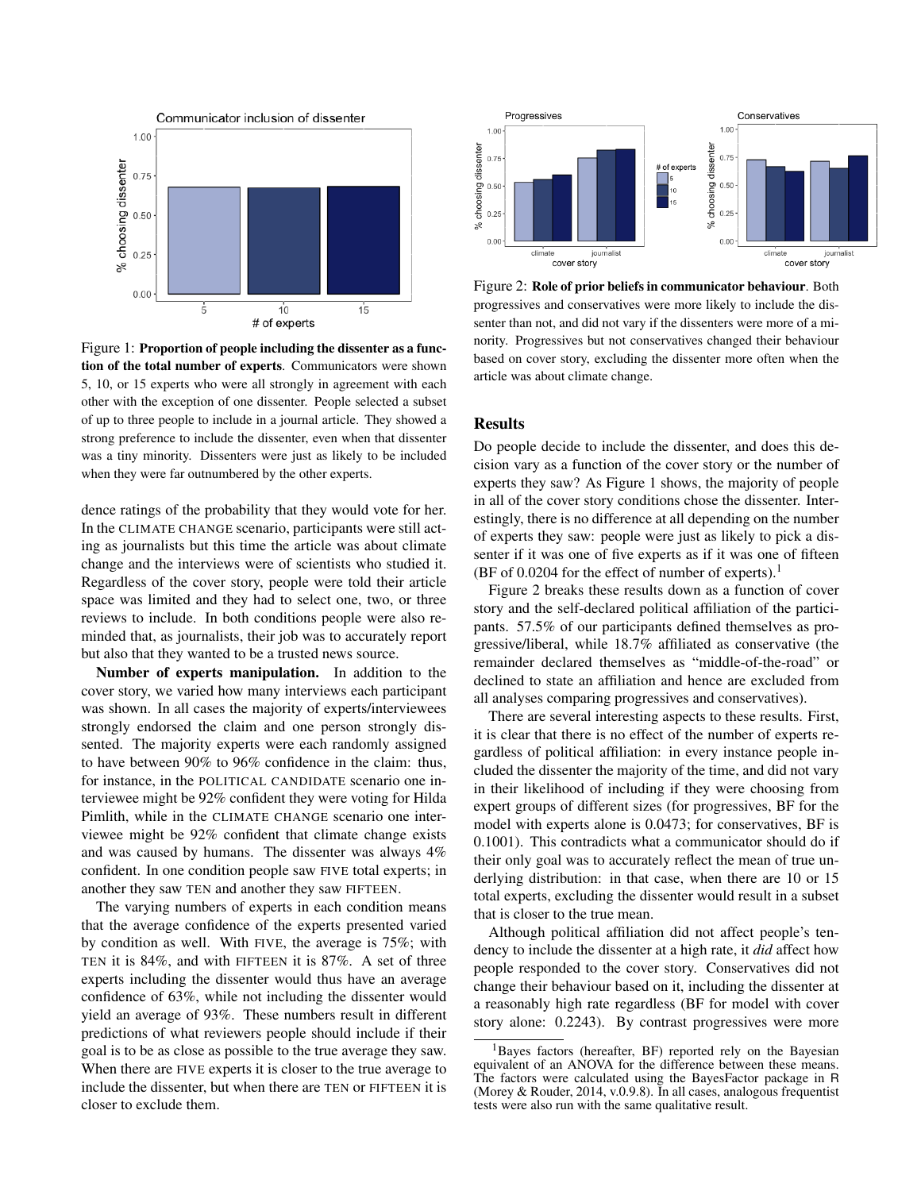Figure 1: **Proportion of people including the dissenter as a function of the total number of experts**. Communicators were shown 5, 10, or 15 experts who were all strongly in agreement with each other with the exception of one dissenter. People selected a subset of up to three people to include in a journal article. They showed a strong preference to include the dissenter, even when that dissenter was a tiny minority. Dissenters were just as likely to be included when they were far outnumbered by the other experts.

dence ratings of the probability that they would vote for her. In the CLIMATE CHANGE scenario, participants were still acting as journalists but this time the article was about climate change and the interviews were of scientists who studied it. Regardless of the cover story, people were told their article space was limited and they had to select one, two, or three reviews to include. In both conditions people were also reminded that, as journalists, their job was to accurately report but also that they wanted to be a trusted news source.

**Number of experts manipulation.** In addition to the cover story, we varied how many interviews each participant was shown. In all cases the majority of experts/interviewees strongly endorsed the claim and one person strongly dissented. The majority experts were each randomly assigned to have between 90% to 96% confidence in the claim: thus, for instance, in the POLITICAL CANDIDATE scenario one interviewee might be 92% confident they were voting for Hilda Pimlith, while in the CLIMATE CHANGE scenario one interviewee might be 92% confident that climate change exists and was caused by humans. The dissenter was always 4% confident. In one condition people saw FIVE total experts; in another they saw TEN and another they saw FIFTEEN.

The varying numbers of experts in each condition means that the average confidence of the experts presented varied by condition as well. With FIVE, the average is 75%; with TEN it is 84%, and with FIFTEEN it is 87%. A set of three experts including the dissenter would thus have an average confidence of 63%, while not including the dissenter would yield an average of 93%. These numbers result in different predictions of what reviewers people should include if their goal is to be as close as possible to the true average they saw. When there are FIVE experts it is closer to the true average to include the dissenter, but when there are TEN or FIFTEEN it is closer to exclude them.

Figure 2: **Role of prior beliefs in communicator behaviour**. Both progressives and conservatives were more likely to include the dissenter than not, and did not vary if the dissenters were more of a minority. Progressives but not conservatives changed their behaviour based on cover story, excluding the dissenter more often when the article was about climate change.

## Results

Do people decide to include the dissenter, and does this decision vary as a function of the cover story or the number of experts they saw? As Figure 1 shows, the majority of people in all of the cover story conditions chose the dissenter. Interestingly, there is no difference at all depending on the number of experts they saw: people were just as likely to pick a dissenter if it was one of five experts as if it was one of fifteen (BF of 0.0204 for the effect of number of experts).[1]

Figure 2 breaks these results down as a function of cover story and the self-declared political affiliation of the participants. 57.5% of our participants defined themselves as progressive/liberal, while 18.7% affiliated as conservative (the remainder declared themselves as "middle-of-the-road" or declined to state an affiliation and hence are excluded from all analyses comparing progressives and conservatives).

There are several interesting aspects to these results. First, it is clear that there is no effect of the number of experts regardless of political affiliation: in every instance people included the dissenter the majority of the time, and did not vary in their likelihood of including if they were choosing from expert groups of different sizes (for progressives, BF for the model with experts alone is 0.0473; for conservatives, BF is 0.1001). This contradicts what a communicator should do if their only goal was to accurately reflect the mean of true underlying distribution: in that case, when there are 10 or 15 total experts, excluding the dissenter would result in a subset that is closer to the true mean.

Although political affiliation did not affect people's tendency to include the dissenter at a high rate, it *did* affect how people responded to the cover story. Conservatives did not change their behaviour based on it, including the dissenter at a reasonably high rate regardless (BF for model with cover story alone: 0.2243). By contrast progressives were more

[1] Bayes factors (hereafter, BF) reported rely on the Bayesian equivalent of an ANOVA for the difference between these means. The factors were calculated using the BayesFactor package in R (Morey & Rouder, 2014, v.0.9.8). In all cases, analogous frequentist tests were also run with the same qualitative result.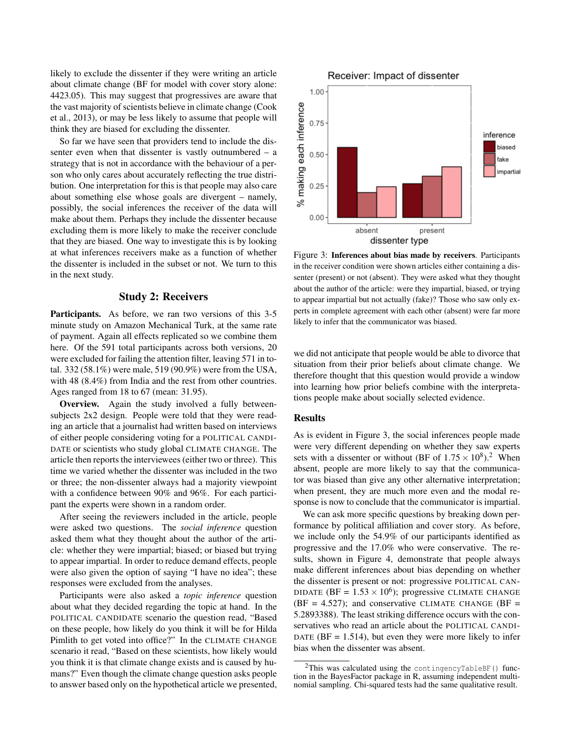likely to exclude the dissenter if they were writing an article about climate change (BF for model with cover story alone: 4423.05). This may suggest that progressives are aware that the vast majority of scientists believe in climate change (Cook et al., 2013), or may be less likely to assume that people will think they are biased for excluding the dissenter.

So far we have seen that providers tend to include the dissenter even when that dissenter is vastly outnumbered – a strategy that is not in accordance with the behaviour of a person who only cares about accurately reflecting the true distribution. One interpretation for this is that people may also care about something else whose goals are divergent – namely, possibly, the social inferences the receiver of the data will make about them. Perhaps they include the dissenter because excluding them is more likely to make the receiver conclude that they are biased. One way to investigate this is by looking at what inferences receivers make as a function of whether the dissenter is included in the subset or not. We turn to this in the next study.

## Study 2: Receivers

**Participants.** As before, we ran two versions of this 3-5 minute study on Amazon Mechanical Turk, at the same rate of payment. Again all effects replicated so we combine them here. Of the 591 total participants across both versions, 20 were excluded for failing the attention filter, leaving 571 in total. 332 (58.1%) were male, 519 (90.9%) were from the USA, with 48 (8.4%) from India and the rest from other countries. Ages ranged from 18 to 67 (mean: 31.95).

**Overview.** Again the study involved a fully between-subjects 2x2 design. People were told that they were reading an article that a journalist had written based on interviews of either people considering voting for a POLITICAL CANDIDATE or scientists who study global CLIMATE CHANGE. The article then reports the interviewees (either two or three). This time we varied whether the dissenter was included in the two or three; the non-dissenter always had a majority viewpoint with a confidence between 90% and 96%. For each participant the experts were shown in a random order.

After seeing the reviewers included in the article, people were asked two questions. The *social inference* question asked them what they thought about the author of the article: whether they were impartial; biased; or biased but trying to appear impartial. In order to reduce demand effects, people were also given the option of saying "I have no idea"; these responses were excluded from the analyses.

Participants were also asked a *topic inference* question about what they decided regarding the topic at hand. In the POLITICAL CANDIDATE scenario the question read, "Based on these people, how likely do you think it will be for Hilda Pimlith to get voted into office?" In the CLIMATE CHANGE scenario it read, "Based on these scientists, how likely would you think it is that climate change exists and is caused by humans?" Even though the climate change question asks people to answer based only on the hypothetical article we presented,

Figure 3: **Inferences about bias made by receivers**. Participants in the receiver condition were shown articles either containing a dissenter (present) or not (absent). They were asked what they thought about the author of the article: were they impartial, biased, or trying to appear impartial but not actually (fake)? Those who saw only experts in complete agreement with each other (absent) were far more likely to infer that the communicator was biased.

we did not anticipate that people would be able to divorce that situation from their prior beliefs about climate change. We therefore thought that this question would provide a window into learning how prior beliefs combine with the interpretations people make about socially selected evidence.

### Results

As is evident in Figure 3, the social inferences people made were very different depending on whether they saw experts sets with a dissenter or without (BF of $1.75 \times 10^8$).[2] When absent, people are more likely to say that the communicator was biased than give any other alternative interpretation; when present, they are much more even and the modal response is now to conclude that the communicator is impartial.

We can ask more specific questions by breaking down performance by political affiliation and cover story. As before, we include only the 54.9% of our participants identified as progressive and the 17.0% who were conservative. The results, shown in Figure 4, demonstrate that people always make different inferences about bias depending on whether the dissenter is present or not: progressive POLITICAL CANDIDATE (BF = $1.53 \times 10^6$); progressive CLIMATE CHANGE (BF = 4.527); and conservative CLIMATE CHANGE (BF = 5.2893388). The least striking difference occurs with the conservatives who read an article about the POLITICAL CANDIDATE (BF = 1.514), but even they were more likely to infer bias when the dissenter was absent.

[2] This was calculated using the `contingencyTableBF()` function in the BayesFactor package in R, assuming independent multinomial sampling. Chi-squared tests had the same qualitative result.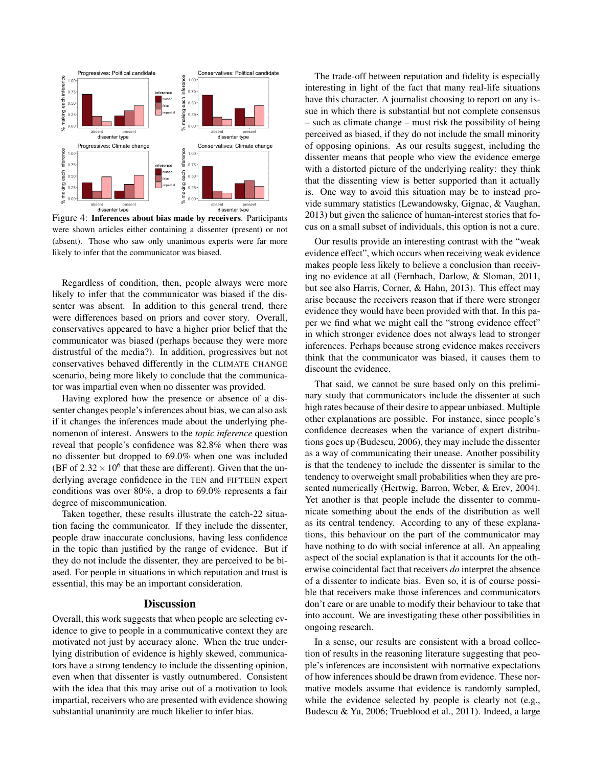Figure 4: **Inferences about bias made by receivers**. Participants were shown articles either containing a dissenter (present) or not (absent). Those who saw only unanimous experts were far more likely to infer that the communicator was biased.

Regardless of condition, then, people always were more likely to infer that the communicator was biased if the dissenter was absent. In addition to this general trend, there were differences based on priors and cover story. Overall, conservatives appeared to have a higher prior belief that the communicator was biased (perhaps because they were more distrustful of the media?). In addition, progressives but not conservatives behaved differently in the CLIMATE CHANGE scenario, being more likely to conclude that the communicator was impartial even when no dissenter was provided.

Having explored how the presence or absence of a dissenter changes people's inferences about bias, we can also ask if it changes the inferences made about the underlying phenomenon of interest. Answers to the *topic inference* question reveal that people's confidence was 82.8% when there was no dissenter but dropped to 69.0% when one was included (BF of $2.32 \times 10^6$ that these are different). Given that the underlying average confidence in the TEN and FIFTEEN expert conditions was over 80%, a drop to 69.0% represents a fair degree of miscommunication.

Taken together, these results illustrate the catch-22 situation facing the communicator. If they include the dissenter, people draw inaccurate conclusions, having less confidence in the topic than justified by the range of evidence. But if they do not include the dissenter, they are perceived to be biased. For people in situations in which reputation and trust is essential, this may be an important consideration.

## Discussion

Overall, this work suggests that when people are selecting evidence to give to people in a communicative context they are motivated not just by accuracy alone. When the true underlying distribution of evidence is highly skewed, communicators have a strong tendency to include the dissenting opinion, even when that dissenter is vastly outnumbered. Consistent with the idea that this may arise out of a motivation to look impartial, receivers who are presented with evidence showing substantial unanimity are much likelier to infer bias.

The trade-off between reputation and fidelity is especially interesting in light of the fact that many real-life situations have this character. A journalist choosing to report on any issue in which there is substantial but not complete consensus – such as climate change – must risk the possibility of being perceived as biased, if they do not include the small minority of opposing opinions. As our results suggest, including the dissenter means that people who view the evidence emerge with a distorted picture of the underlying reality: they think that the dissenting view is better supported than it actually is. One way to avoid this situation may be to instead provide summary statistics (Lewandowsky, Gignac, & Vaughan, 2013) but given the salience of human-interest stories that focus on a small subset of individuals, this option is not a cure.

Our results provide an interesting contrast with the "weak evidence effect", which occurs when receiving weak evidence makes people less likely to believe a conclusion than receiving no evidence at all (Fernbach, Darlow, & Sloman, 2011, but see also Harris, Corner, & Hahn, 2013). This effect may arise because the receivers reason that if there were stronger evidence they would have been provided with that. In this paper we find what we might call the "strong evidence effect" in which stronger evidence does not always lead to stronger inferences. Perhaps because strong evidence makes receivers think that the communicator was biased, it causes them to discount the evidence.

That said, we cannot be sure based only on this preliminary study that communicators include the dissenter at such high rates because of their desire to appear unbiased. Multiple other explanations are possible. For instance, since people's confidence decreases when the variance of expert distributions goes up (Budescu, 2006), they may include the dissenter as a way of communicating their unease. Another possibility is that the tendency to include the dissenter is similar to the tendency to overweight small probabilities when they are presented numerically (Hertwig, Barron, Weber, & Erev, 2004). Yet another is that people include the dissenter to communicate something about the ends of the distribution as well as its central tendency. According to any of these explanations, this behaviour on the part of the communicator may have nothing to do with social inference at all. An appealing aspect of the social explanation is that it accounts for the otherwise coincidental fact that receivers *do* interpret the absence of a dissenter to indicate bias. Even so, it is of course possible that receivers make those inferences and communicators don't care or are unable to modify their behaviour to take that into account. We are investigating these other possibilities in ongoing research.

In a sense, our results are consistent with a broad collection of results in the reasoning literature suggesting that people's inferences are inconsistent with normative expectations of how inferences should be drawn from evidence. These normative models assume that evidence is randomly sampled, while the evidence selected by people is clearly not (e.g., Budescu & Yu, 2006; Trueblood et al., 2011). Indeed, a large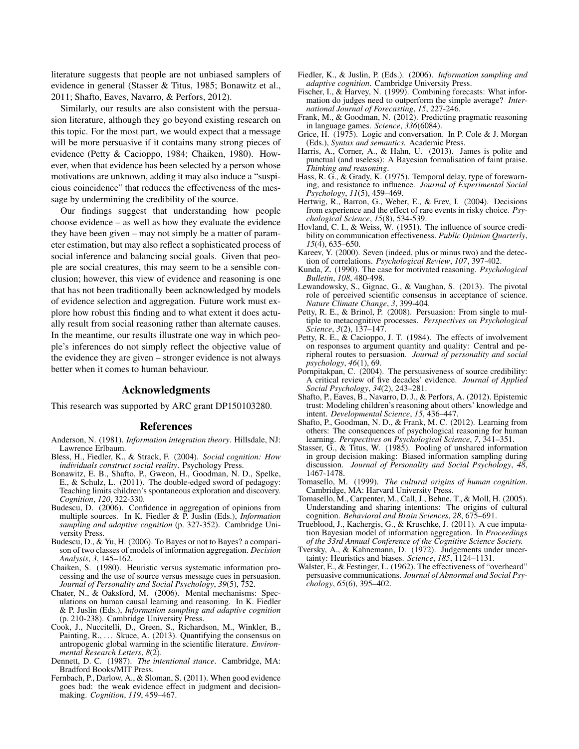literature suggests that people are not unbiased samplers of evidence in general (Stasser & Titus, 1985; Bonawitz et al., 2011; Shafto, Eaves, Navarro, & Perfors, 2012).

Similarly, our results are also consistent with the persuasion literature, although they go beyond existing research on this topic. For the most part, we would expect that a message will be more persuasive if it contains many strong pieces of evidence (Petty & Cacioppo, 1984; Chaiken, 1980). However, when that evidence has been selected by a person whose motivations are unknown, adding it may also induce a "suspicious coincidence" that reduces the effectiveness of the message by undermining the credibility of the source.

Our findings suggest that understanding how people choose evidence – as well as how they evaluate the evidence they have been given – may not simply be a matter of parameter estimation, but may also reflect a sophisticated process of social inference and balancing social goals. Given that people are social creatures, this may seem to be a sensible conclusion; however, this view of evidence and reasoning is one that has not been traditionally been acknowledged by models of evidence selection and aggregation. Future work must explore how robust this finding and to what extent it does actually result from social reasoning rather than alternate causes. In the meantime, our results illustrate one way in which people's inferences do not simply reflect the objective value of the evidence they are given – stronger evidence is not always better when it comes to human behaviour.

## Acknowledgments

This research was supported by ARC grant DP150103280.

## References

Anderson, N. (1981). *Information integration theory*. Hillsdale, NJ: Lawrence Erlbaum.

Bless, H., Fiedler, K., & Strack, F. (2004). *Social cognition: How individuals construct social reality*. Psychology Press.

Bonawitz, E. B., Shafto, P., Gweon, H., Goodman, N. D., Spelke, E., & Schulz, L. (2011). The double-edged sword of pedagogy: Teaching limits children's spontaneous exploration and discovery. *Cognition*, *120*, 322-330.

Budescu, D. (2006). Confidence in aggregation of opinions from multiple sources. In K. Fiedler & P. Juslin (Eds.), *Information sampling and adaptive cognition* (p. 327-352). Cambridge University Press.

Budescu, D., & Yu, H. (2006). To Bayes or not to Bayes? a comparison of two classes of models of information aggregation. *Decision Analysis*, *3*, 145–162.

Chaiken, S. (1980). Heuristic versus systematic information processing and the use of source versus message cues in persuasion. *Journal of Personality and Social Psychology*, *39*(5), 752.

Chater, N., & Oaksford, M. (2006). Mental mechanisms: Speculations on human causal learning and reasoning. In K. Fiedler & P. Juslin (Eds.), *Information sampling and adaptive cognition* (p. 210-238). Cambridge University Press.

Cook, J., Nuccitelli, D., Green, S., Richardson, M., Winkler, B., Painting, R., ... Skuce, A. (2013). Quantifying the consensus on antropogenic global warming in the scientific literature. *Environmental Research Letters*, *8*(2).

Dennett, D. C. (1987). *The intentional stance*. Cambridge, MA: Bradford Books/MIT Press.

Fernbach, P., Darlow, A., & Sloman, S. (2011). When good evidence goes bad: the weak evidence effect in judgment and decision-making. *Cognition*, *119*, 459–467.

Fiedler, K., & Juslin, P. (Eds.). (2006). *Information sampling and adaptive cognition*. Cambridge University Press.

Fischer, I., & Harvey, N. (1999). Combining forecasts: What information do judges need to outperform the simple average? *International Journal of Forecasting*, *15*, 227-246.

Frank, M., & Goodman, N. (2012). Predicting pragmatic reasoning in language games. *Science*, *336*(6084).

Grice, H. (1975). Logic and conversation. In P. Cole & J. Morgan (Eds.), *Syntax and semantics.* Academic Press.

Harris, A., Corner, A., & Hahn, U. (2013). James is polite and punctual (and useless): A Bayesian formalisation of faint praise. *Thinking and reasoning*.

Hass, R. G., & Grady, K. (1975). Temporal delay, type of forewarning, and resistance to influence. *Journal of Experimental Social Psychology*, *11*(5), 459–469.

Hertwig, R., Barron, G., Weber, E., & Erev, I. (2004). Decisions from experience and the effect of rare events in risky choice. *Psychological Science*, *15*(8), 534-539.

Hovland, C. I., & Weiss, W. (1951). The influence of source credibility on communication effectiveness. *Public Opinion Quarterly*, *15*(4), 635–650.

Kareev, Y. (2000). Seven (indeed, plus or minus two) and the detection of correlations. *Psychological Review*, *107*, 397-402.

Kunda, Z. (1990). The case for motivated reasoning. *Psychological Bulletin*, *108*, 480-498.

Lewandowsky, S., Gignac, G., & Vaughan, S. (2013). The pivotal role of perceived scientific consensus in acceptance of science. *Nature Climate Change*, *3*, 399-404.

Petty, R. E., & Brinol, P. (2008). Persuasion: From single to multiple to metacognitive processes. *Perspectives on Psychological Science*, *3*(2), 137–147.

Petty, R. E., & Cacioppo, J. T. (1984). The effects of involvement on responses to argument quantity and quality: Central and peripheral routes to persuasion. *Journal of personality and social psychology*, *46*(1), 69.

Pornpitakpan, C. (2004). The persuasiveness of source credibility: A critical review of five decades' evidence. *Journal of Applied Social Psychology*, *34*(2), 243–281.

Shafto, P., Eaves, B., Navarro, D. J., & Perfors, A. (2012). Epistemic trust: Modeling children's reasoning about others' knowledge and intent. *Developmental Science*, *15*, 436–447.

Shafto, P., Goodman, N. D., & Frank, M. C. (2012). Learning from others: The consequences of psychological reasoning for human learning. *Perspectives on Psychological Science*, *7*, 341–351.

Stasser, G., & Titus, W. (1985). Pooling of unshared information in group decision making: Biased information sampling during discussion. *Journal of Personality and Social Psychology*, *48*, 1467-1478.

Tomasello, M. (1999). *The cultural origins of human cognition*. Cambridge, MA: Harvard University Press.

Tomasello, M., Carpenter, M., Call, J., Behne, T., & Moll, H. (2005). Understanding and sharing intentions: The origins of cultural cognition. *Behavioral and Brain Sciences*, *28*, 675–691.

Trueblood, J., Kachergis, G., & Kruschke, J. (2011). A cue imputation Bayesian model of information aggregation. In *Proceedings of the 33rd Annual Conference of the Cognitive Science Society.*

Tversky, A., & Kahnemann, D. (1972). Judgements under uncertainty: Heuristics and biases. *Science*, *185*, 1124–1131.

Walster, E., & Festinger, L. (1962). The effectiveness of "overheard" persuasive communications. *Journal of Abnormal and Social Psychology*, *65*(6), 395–402.